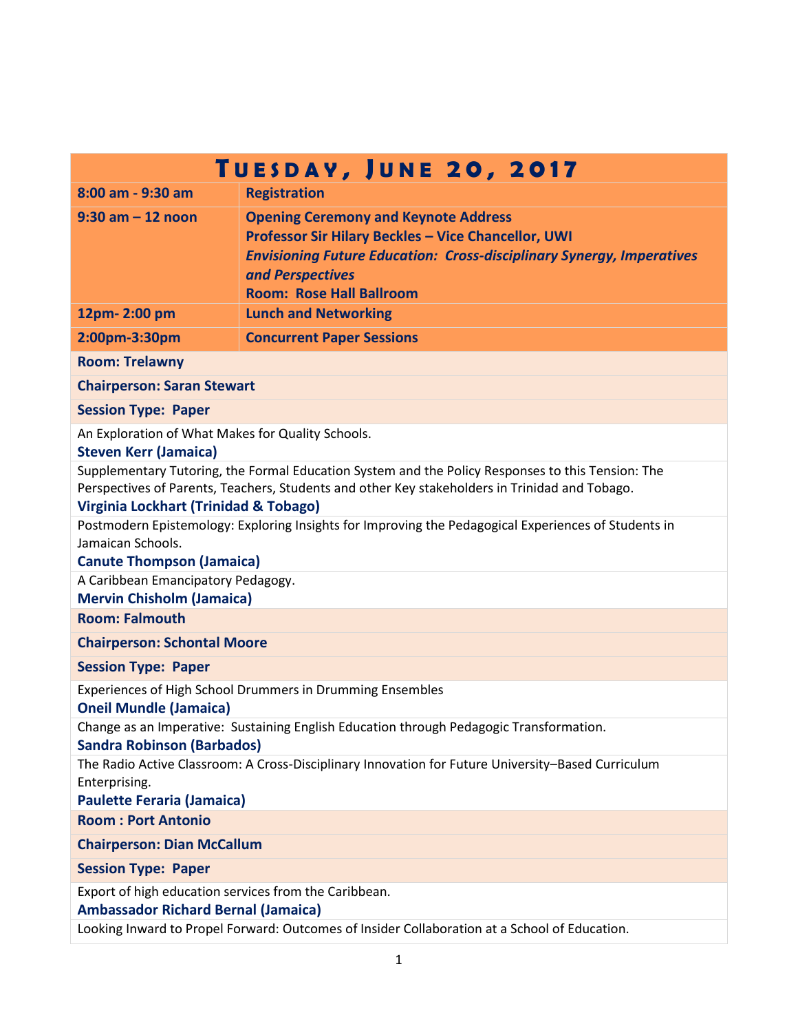# Tuesday, June 20, 2017

| | |
|---|---|
| **8:00 am - 9:30 am** | **Registration** |
| **9:30 am – 12 noon** | **Opening Ceremony and Keynote Address**<br>**Professor Sir Hilary Beckles – Vice Chancellor, UWI**<br>***Envisioning Future Education: Cross-disciplinary Synergy, Imperatives and Perspectives***<br>**Room: Rose Hall Ballroom** |
| **12pm- 2:00 pm** | **Lunch and Networking** |
| **2:00pm-3:30pm** | **Concurrent Paper Sessions** |

**Room: Trelawny**

**Chairperson: Saran Stewart**

**Session Type: Paper**

An Exploration of What Makes for Quality Schools.
**Steven Kerr (Jamaica)**

Supplementary Tutoring, the Formal Education System and the Policy Responses to this Tension: The Perspectives of Parents, Teachers, Students and other Key stakeholders in Trinidad and Tobago.
**Virginia Lockhart (Trinidad & Tobago)**

Postmodern Epistemology: Exploring Insights for Improving the Pedagogical Experiences of Students in Jamaican Schools.
**Canute Thompson (Jamaica)**

A Caribbean Emancipatory Pedagogy.
**Mervin Chisholm (Jamaica)**

**Room: Falmouth**

**Chairperson: Schontal Moore**

**Session Type: Paper**

Experiences of High School Drummers in Drumming Ensembles
**Oneil Mundle (Jamaica)**

Change as an Imperative: Sustaining English Education through Pedagogic Transformation.
**Sandra Robinson (Barbados)**

The Radio Active Classroom: A Cross-Disciplinary Innovation for Future University–Based Curriculum Enterprising.
**Paulette Feraria (Jamaica)**

**Room : Port Antonio**

**Chairperson: Dian McCallum**

**Session Type: Paper**

Export of high education services from the Caribbean.
**Ambassador Richard Bernal (Jamaica)**

Looking Inward to Propel Forward: Outcomes of Insider Collaboration at a School of Education.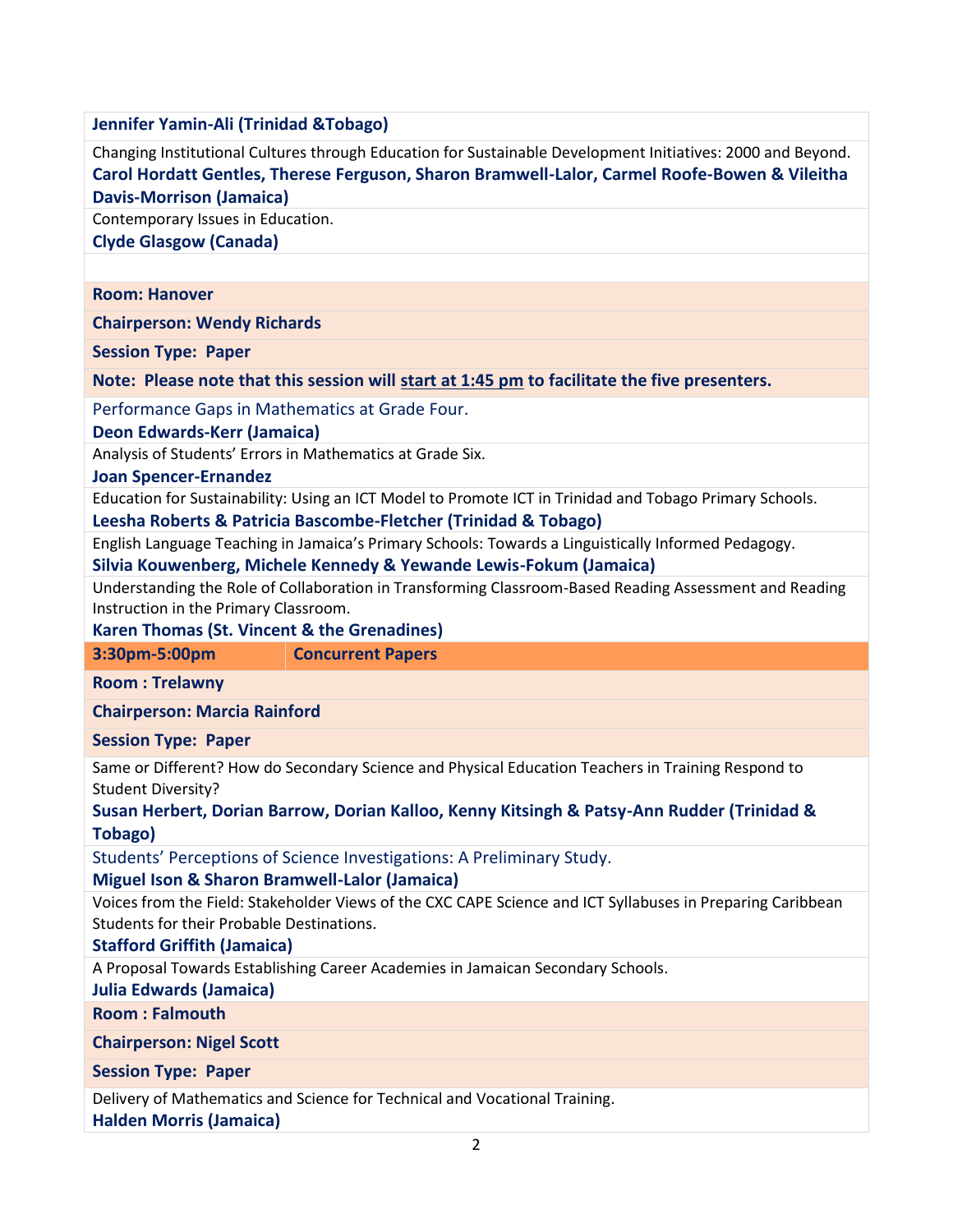**Jennifer Yamin-Ali (Trinidad &Tobago)**

Changing Institutional Cultures through Education for Sustainable Development Initiatives: 2000 and Beyond.
**Carol Hordatt Gentles, Therese Ferguson, Sharon Bramwell-Lalor, Carmel Roofe-Bowen & Vileitha Davis-Morrison (Jamaica)**

Contemporary Issues in Education.
**Clyde Glasgow (Canada)**

**Room: Hanover**

**Chairperson: Wendy Richards**

**Session Type: Paper**

**Note: Please note that this session will start at 1:45 pm to facilitate the five presenters.**

Performance Gaps in Mathematics at Grade Four.
**Deon Edwards-Kerr (Jamaica)**

Analysis of Students' Errors in Mathematics at Grade Six.
**Joan Spencer-Ernandez**

Education for Sustainability: Using an ICT Model to Promote ICT in Trinidad and Tobago Primary Schools.
**Leesha Roberts & Patricia Bascombe-Fletcher (Trinidad & Tobago)**

English Language Teaching in Jamaica's Primary Schools: Towards a Linguistically Informed Pedagogy.
**Silvia Kouwenberg, Michele Kennedy & Yewande Lewis-Fokum (Jamaica)**

Understanding the Role of Collaboration in Transforming Classroom-Based Reading Assessment and Reading Instruction in the Primary Classroom.
**Karen Thomas (St. Vincent & the Grenadines)**

## 3:30pm-5:00pm Concurrent Papers

**Room : Trelawny**

**Chairperson: Marcia Rainford**

**Session Type: Paper**

Same or Different? How do Secondary Science and Physical Education Teachers in Training Respond to Student Diversity?
**Susan Herbert, Dorian Barrow, Dorian Kalloo, Kenny Kitsingh & Patsy-Ann Rudder (Trinidad & Tobago)**

Students' Perceptions of Science Investigations: A Preliminary Study.
**Miguel Ison & Sharon Bramwell-Lalor (Jamaica)**

Voices from the Field: Stakeholder Views of the CXC CAPE Science and ICT Syllabuses in Preparing Caribbean Students for their Probable Destinations.
**Stafford Griffith (Jamaica)**

A Proposal Towards Establishing Career Academies in Jamaican Secondary Schools.
**Julia Edwards (Jamaica)**

**Room : Falmouth**

**Chairperson: Nigel Scott**

**Session Type: Paper**

Delivery of Mathematics and Science for Technical and Vocational Training.
**Halden Morris (Jamaica)**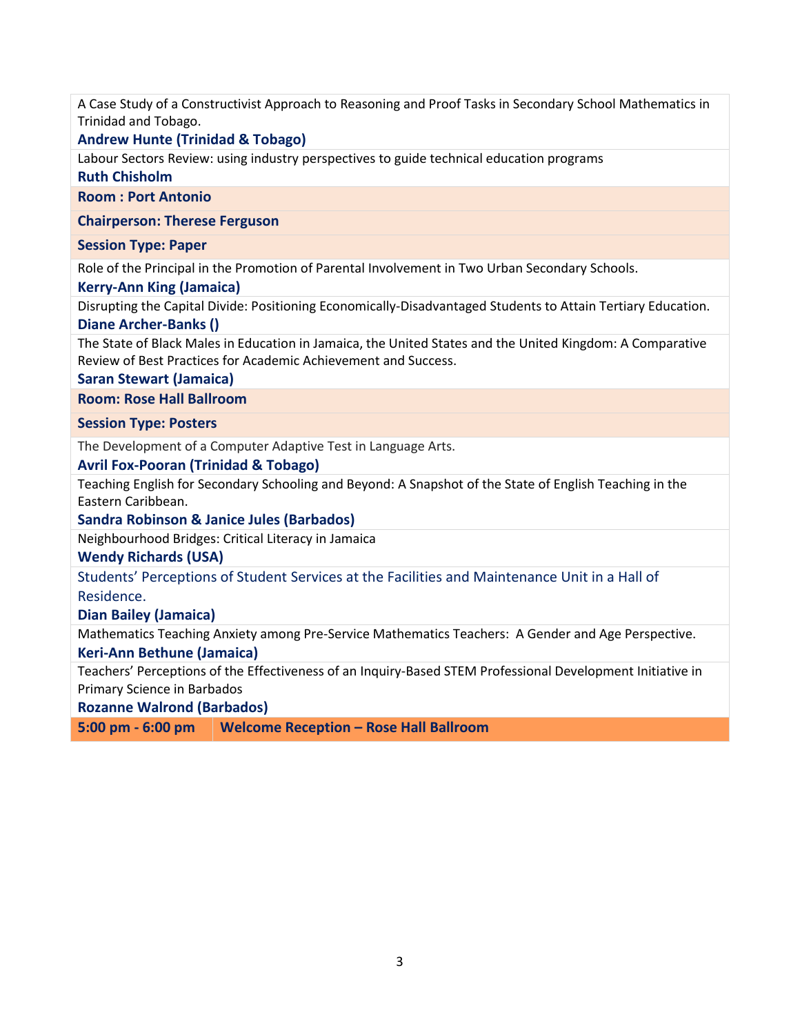A Case Study of a Constructivist Approach to Reasoning and Proof Tasks in Secondary School Mathematics in Trinidad and Tobago.

**Andrew Hunte (Trinidad & Tobago)**

Labour Sectors Review: using industry perspectives to guide technical education programs

**Ruth Chisholm**

**Room : Port Antonio**

**Chairperson: Therese Ferguson**

**Session Type: Paper**

Role of the Principal in the Promotion of Parental Involvement in Two Urban Secondary Schools.

**Kerry-Ann King (Jamaica)**

Disrupting the Capital Divide: Positioning Economically-Disadvantaged Students to Attain Tertiary Education.

**Diane Archer-Banks ()**

The State of Black Males in Education in Jamaica, the United States and the United Kingdom: A Comparative Review of Best Practices for Academic Achievement and Success.

**Saran Stewart (Jamaica)**

**Room: Rose Hall Ballroom**

**Session Type: Posters**

The Development of a Computer Adaptive Test in Language Arts.

**Avril Fox-Pooran (Trinidad & Tobago)**

Teaching English for Secondary Schooling and Beyond: A Snapshot of the State of English Teaching in the Eastern Caribbean.

**Sandra Robinson & Janice Jules (Barbados)**

Neighbourhood Bridges: Critical Literacy in Jamaica

**Wendy Richards (USA)**

Students' Perceptions of Student Services at the Facilities and Maintenance Unit in a Hall of Residence.

**Dian Bailey (Jamaica)**

Mathematics Teaching Anxiety among Pre-Service Mathematics Teachers: A Gender and Age Perspective.

**Keri-Ann Bethune (Jamaica)**

Teachers' Perceptions of the Effectiveness of an Inquiry-Based STEM Professional Development Initiative in Primary Science in Barbados

**Rozanne Walrond (Barbados)**

| | |
|---|---|
| **5:00 pm - 6:00 pm** | **Welcome Reception – Rose Hall Ballroom** |